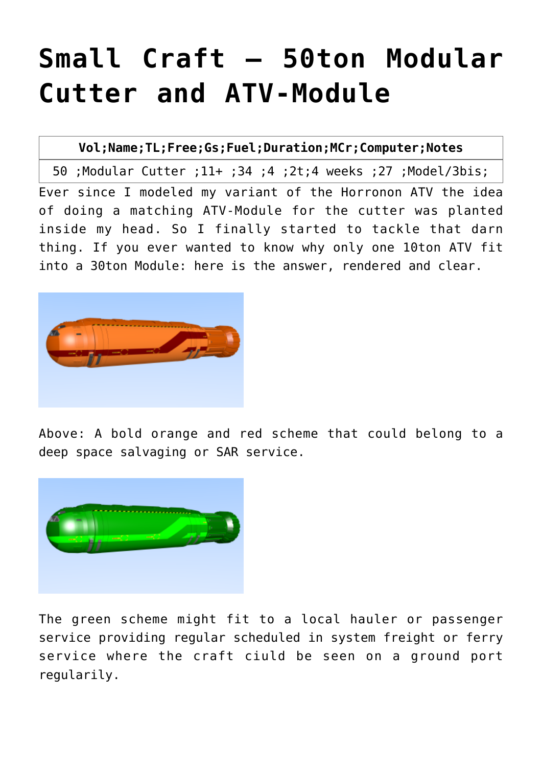# Small Craft – 50ton Modular Cutter and ATV-Module

| Vol;Name;TL;Free;Gs;Fuel;Duration;MCr;Computer;Notes |
| --- |
| 50 ;Modular Cutter ;11+ ;34 ;4 ;2t;4 weeks ;27 ;Model/3bis; |

Ever since I modeled my variant of the Horronon ATV the idea of doing a matching ATV-Module for the cutter was planted inside my head. So I finally started to tackle that darn thing. If you ever wanted to know why only one 10ton ATV fit into a 30ton Module: here is the answer, rendered and clear.

Above: A bold orange and red scheme that could belong to a deep space salvaging or SAR service.

The green scheme might fit to a local hauler or passenger service providing regular scheduled in system freight or ferry service where the craft ciuld be seen on a ground port regularily.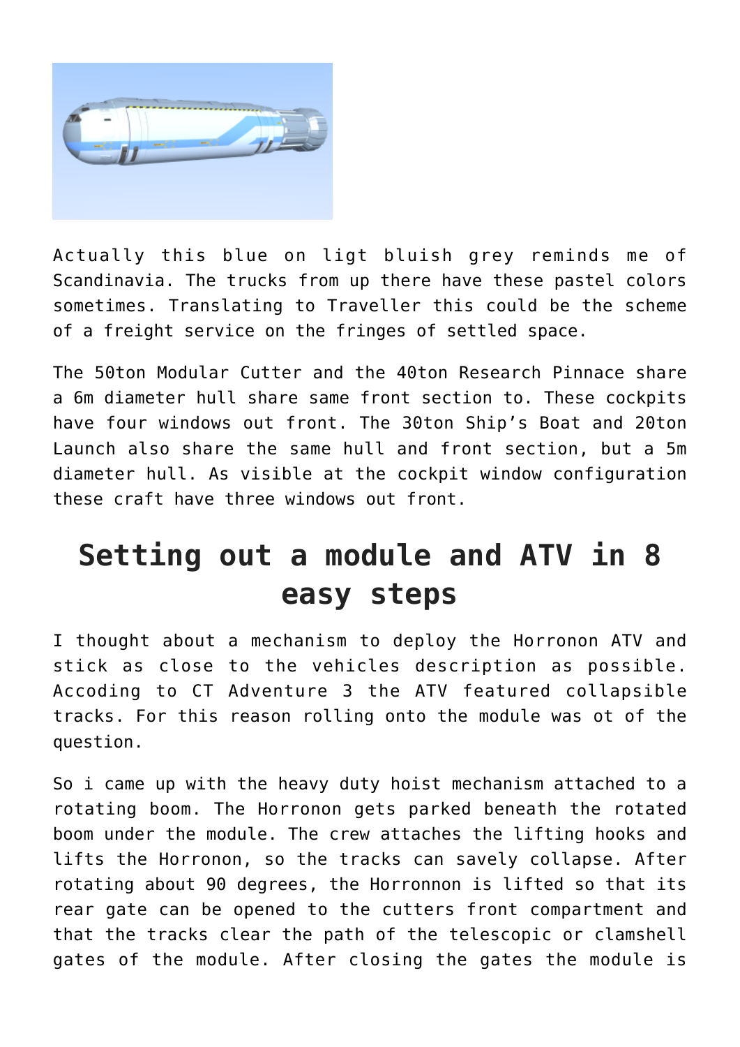Actually this blue on ligt bluish grey reminds me of Scandinavia. The trucks from up there have these pastel colors sometimes. Translating to Traveller this could be the scheme of a freight service on the fringes of settled space.

The 50ton Modular Cutter and the 40ton Research Pinnace share a 6m diameter hull share same front section to. These cockpits have four windows out front. The 30ton Ship's Boat and 20ton Launch also share the same hull and front section, but a 5m diameter hull. As visible at the cockpit window configuration these craft have three windows out front.

## Setting out a module and ATV in 8 easy steps

I thought about a mechanism to deploy the Horronon ATV and stick as close to the vehicles description as possible. Acccoding to CT Adventure 3 the ATV featured collapsible tracks. For this reason rolling onto the module was ot of the question.

So i came up with the heavy duty hoist mechanism attached to a rotating boom. The Horronon gets parked beneath the rotated boom under the module. The crew attaches the lifting hooks and lifts the Horronon, so the tracks can savely collapse. After rotating about 90 degrees, the Horronnon is lifted so that its rear gate can be opened to the cutters front compartment and that the tracks clear the path of the telescopic or clamshell gates of the module. After closing the gates the module is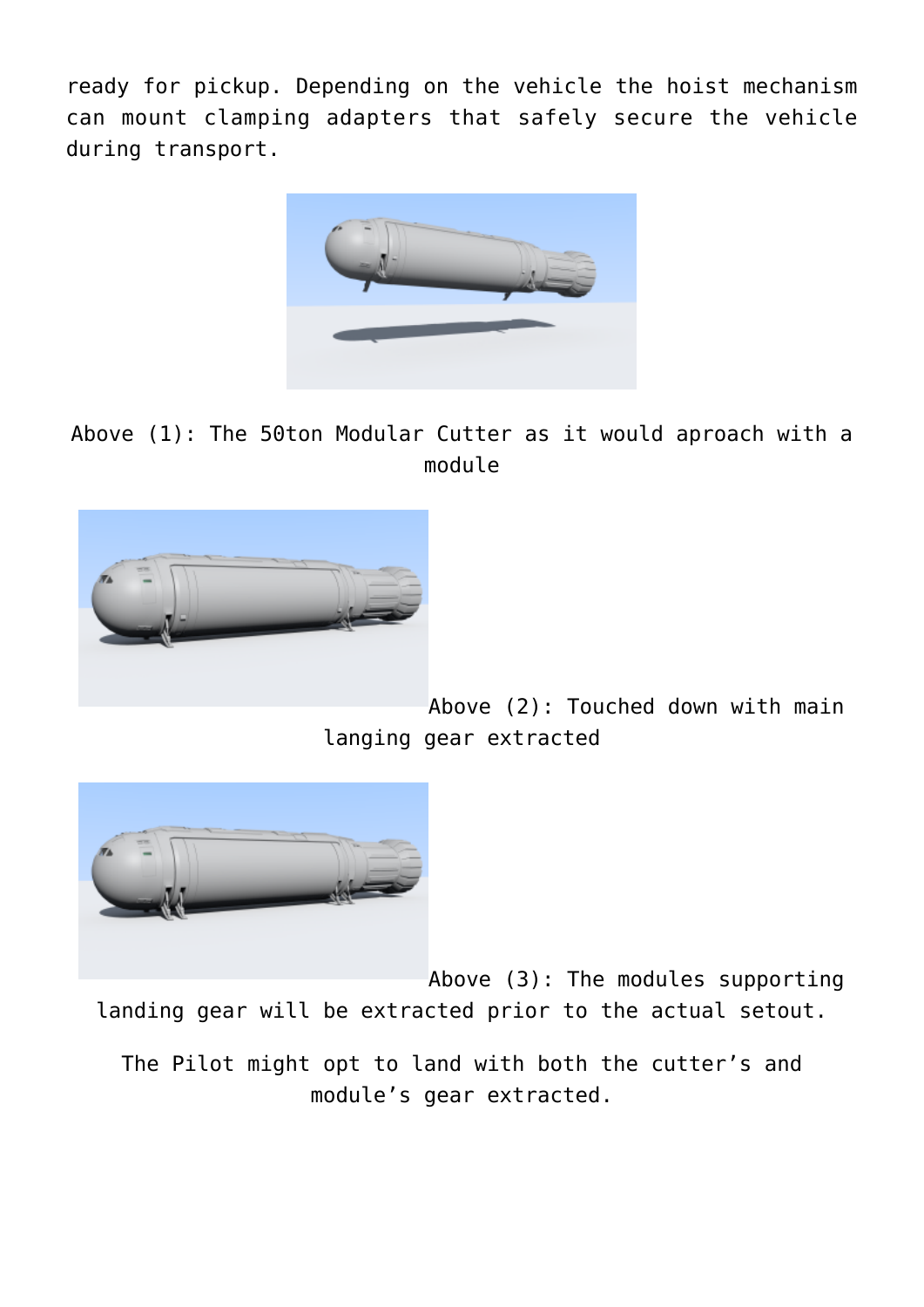ready for pickup. Depending on the vehicle the hoist mechanism can mount clamping adapters that safely secure the vehicle during transport.

Above (1): The 50ton Modular Cutter as it would aproach with a module

Above (2): Touched down with main langing gear extracted

Above (3): The modules supporting landing gear will be extracted prior to the actual setout.

The Pilot might opt to land with both the cutter's and module's gear extracted.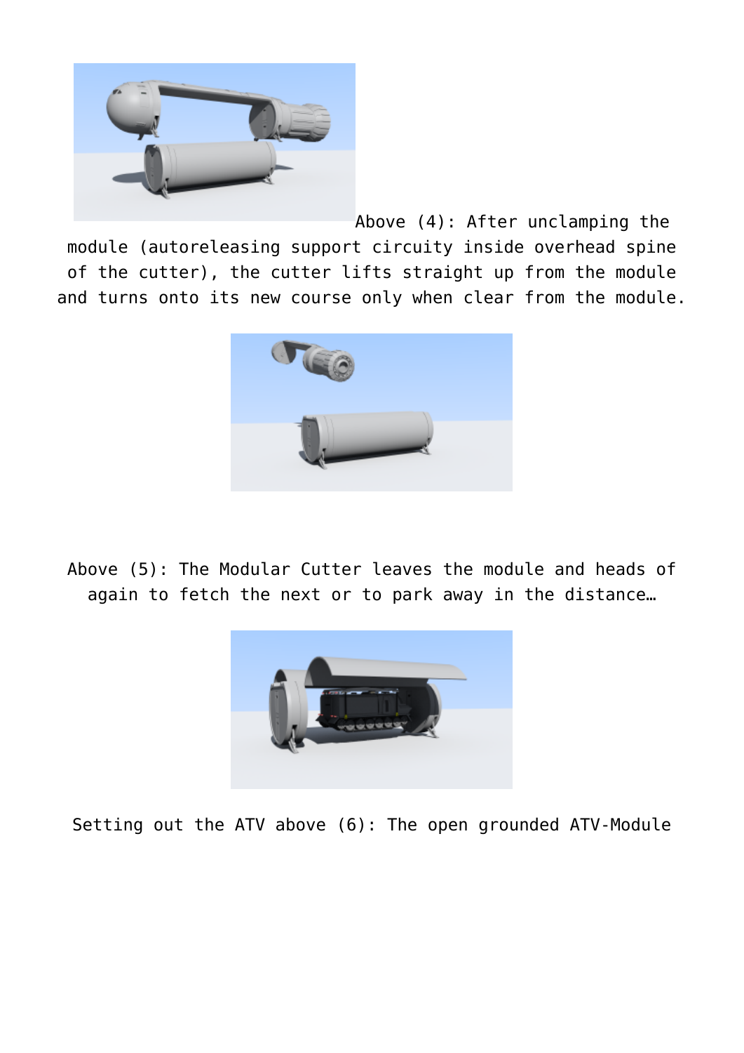Above (4): After unclamping the module (autoreleasing support circuitry inside overhead spine of the cutter), the cutter lifts straight up from the module and turns onto its new course only when clear from the module.

Above (5): The Modular Cutter leaves the module and heads of again to fetch the next or to park away in the distance…

Setting out the ATV above (6): The open grounded ATV-Module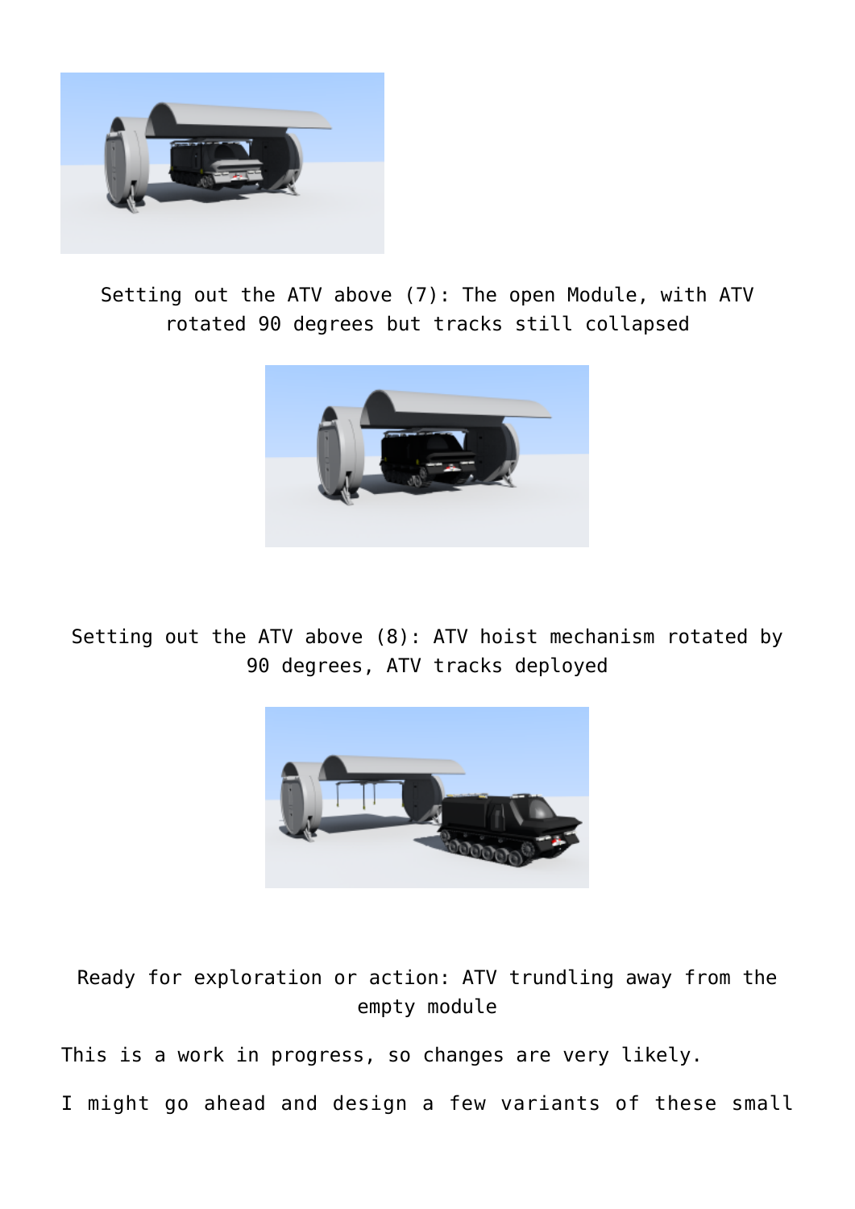Setting out the ATV above (7): The open Module, with ATV rotated 90 degrees but tracks still collapsed

Setting out the ATV above (8): ATV hoist mechanism rotated by 90 degrees, ATV tracks deployed

Ready for exploration or action: ATV trundling away from the empty module

This is a work in progress, so changes are very likely.

I might go ahead and design a few variants of these small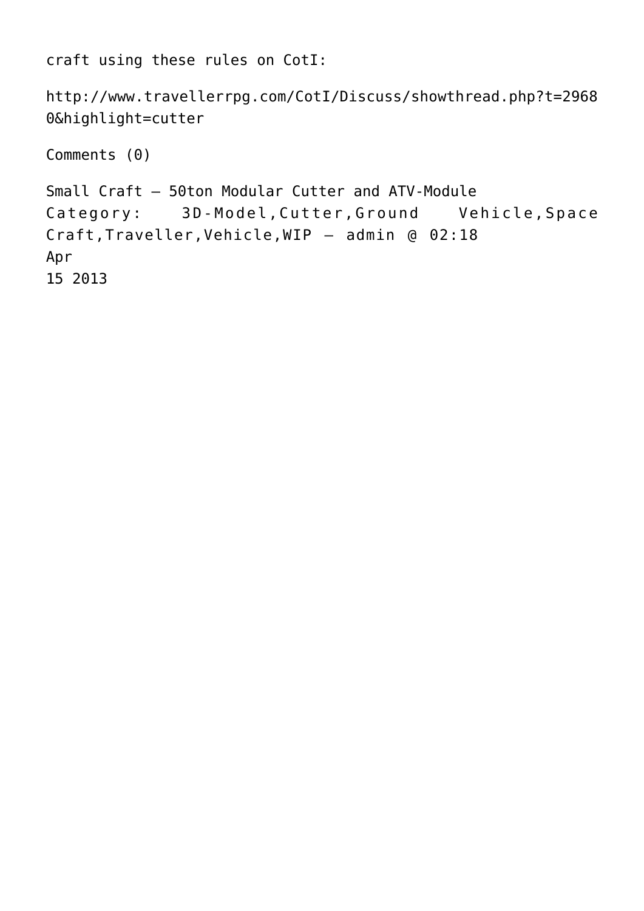craft using these rules on CotI:

http://www.travellerrpg.com/CotI/Discuss/showthread.php?t=29680&highlight=cutter

Comments (0)

Small Craft – 50ton Modular Cutter and ATV-Module
Category: 3D-Model,Cutter,Ground Vehicle,Space Craft,Traveller,Vehicle,WIP — admin @ 02:18
Apr
15 2013